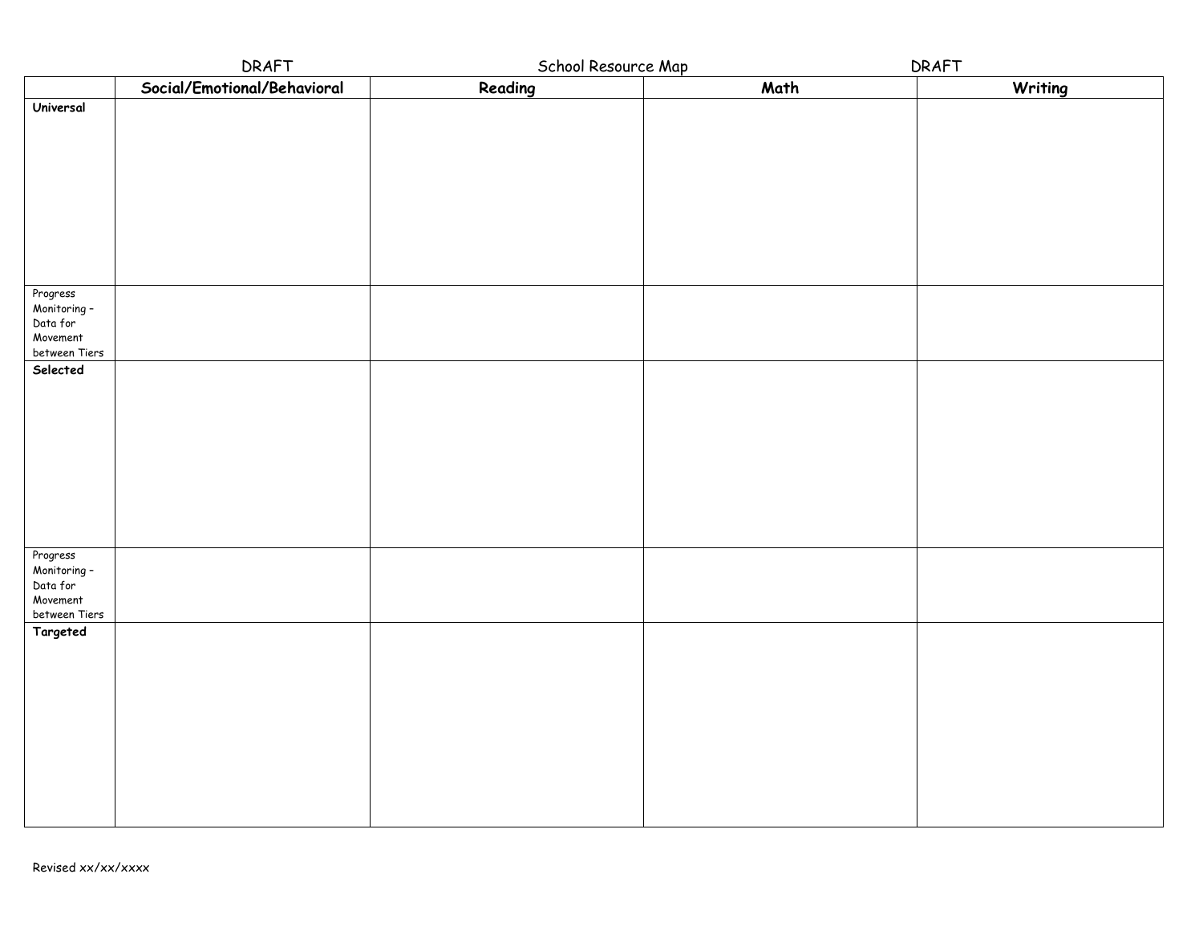DRAFT School Resource Map DRAFT

| | Social/Emotional/Behavioral | Reading | Math | Writing |
|---|---|---|---|---|
| **Universal** | | | | |
| Progress Monitoring – Data for Movement between Tiers | | | | |
| **Selected** | | | | |
| Progress Monitoring – Data for Movement between Tiers | | | | |
| **Targeted** | | | | |

Revised xx/xx/xxxx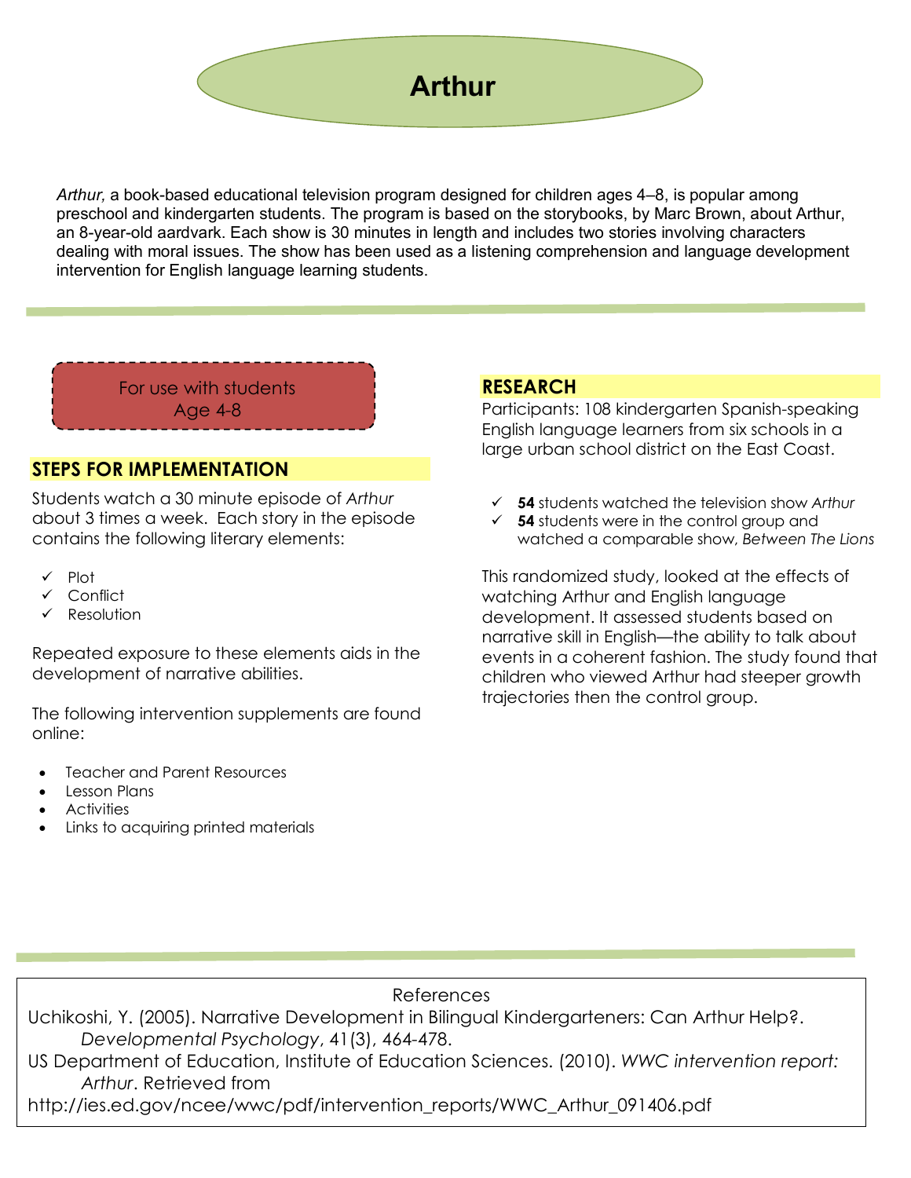# Arthur

*Arthur,* a book-based educational television program designed for children ages 4–8, is popular among preschool and kindergarten students. The program is based on the storybooks, by Marc Brown, about Arthur, an 8-year-old aardvark. Each show is 30 minutes in length and includes two stories involving characters dealing with moral issues. The show has been used as a listening comprehension and language development intervention for English language learning students.

For use with students
Age 4-8

## STEPS FOR IMPLEMENTATION

Students watch a 30 minute episode of *Arthur* about 3 times a week. Each story in the episode contains the following literary elements:

- ✓ Plot
- ✓ Conflict
- ✓ Resolution

Repeated exposure to these elements aids in the development of narrative abilities.

The following intervention supplements are found online:

- Teacher and Parent Resources
- Lesson Plans
- Activities
- Links to acquiring printed materials

## RESEARCH

Participants: 108 kindergarten Spanish-speaking English language learners from six schools in a large urban school district on the East Coast.

- ✓ **54** students watched the television show *Arthur*
- ✓ **54** students were in the control group and watched a comparable show, *Between The Lions*

This randomized study, looked at the effects of watching Arthur and English language development. It assessed students based on narrative skill in English—the ability to talk about events in a coherent fashion. The study found that children who viewed Arthur had steeper growth trajectories then the control group.

References

Uchikoshi, Y. (2005). Narrative Development in Bilingual Kindergarteners: Can Arthur Help?. *Developmental Psychology*, 41(3), 464-478.

US Department of Education, Institute of Education Sciences. (2010). *WWC intervention report: Arthur*. Retrieved from http://ies.ed.gov/ncee/wwc/pdf/intervention_reports/WWC_Arthur_091406.pdf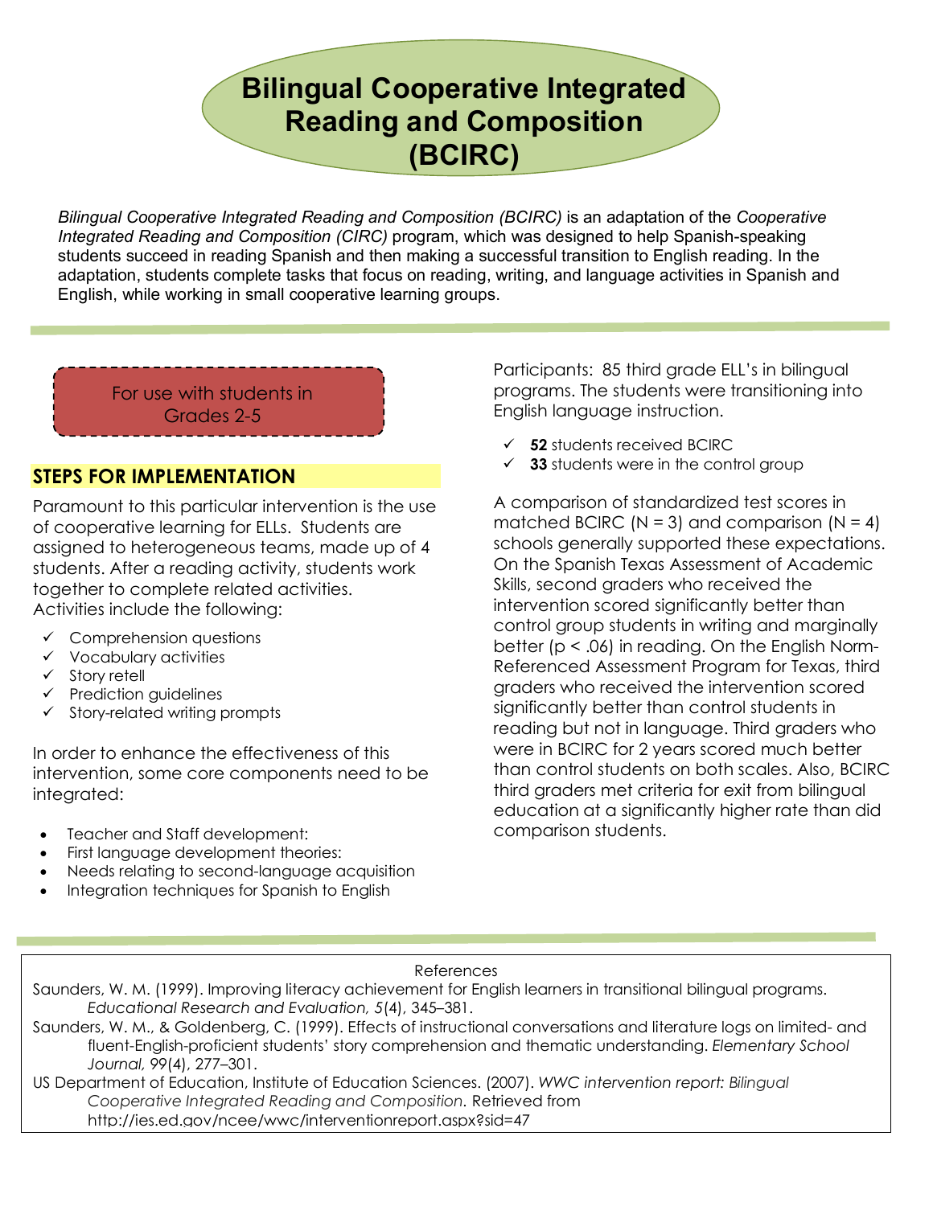# Bilingual Cooperative Integrated Reading and Composition (BCIRC)

*Bilingual Cooperative Integrated Reading and Composition (BCIRC)* is an adaptation of the *Cooperative Integrated Reading and Composition (CIRC)* program, which was designed to help Spanish-speaking students succeed in reading Spanish and then making a successful transition to English reading. In the adaptation, students complete tasks that focus on reading, writing, and language activities in Spanish and English, while working in small cooperative learning groups.

For use with students in Grades 2-5

## STEPS FOR IMPLEMENTATION

Paramount to this particular intervention is the use of cooperative learning for ELLs. Students are assigned to heterogeneous teams, made up of 4 students. After a reading activity, students work together to complete related activities. Activities include the following:

- ✓ Comprehension questions
- ✓ Vocabulary activities
- ✓ Story retell
- ✓ Prediction guidelines
- ✓ Story-related writing prompts

In order to enhance the effectiveness of this intervention, some core components need to be integrated:

- Teacher and Staff development:
- First language development theories:
- Needs relating to second-language acquisition
- Integration techniques for Spanish to English

Participants: 85 third grade ELL's in bilingual programs. The students were transitioning into English language instruction.

- ✓ **52** students received BCIRC
- ✓ **33** students were in the control group

A comparison of standardized test scores in matched BCIRC (N = 3) and comparison (N = 4) schools generally supported these expectations. On the Spanish Texas Assessment of Academic Skills, second graders who received the intervention scored significantly better than control group students in writing and marginally better ($p < .06$) in reading. On the English Norm-Referenced Assessment Program for Texas, third graders who received the intervention scored significantly better than control students in reading but not in language. Third graders who were in BCIRC for 2 years scored much better than control students on both scales. Also, BCIRC third graders met criteria for exit from bilingual education at a significantly higher rate than did comparison students.

References

Saunders, W. M. (1999). Improving literacy achievement for English learners in transitional bilingual programs. *Educational Research and Evaluation, 5*(4), 345–381.

Saunders, W. M., & Goldenberg, C. (1999). Effects of instructional conversations and literature logs on limited- and fluent-English-proficient students' story comprehension and thematic understanding. *Elementary School Journal,* 99(4), 277–301.

US Department of Education, Institute of Education Sciences. (2007). *WWC intervention report: Bilingual Cooperative Integrated Reading and Composition.* Retrieved from http://ies.ed.gov/ncee/wwc/interventionreport.aspx?sid=47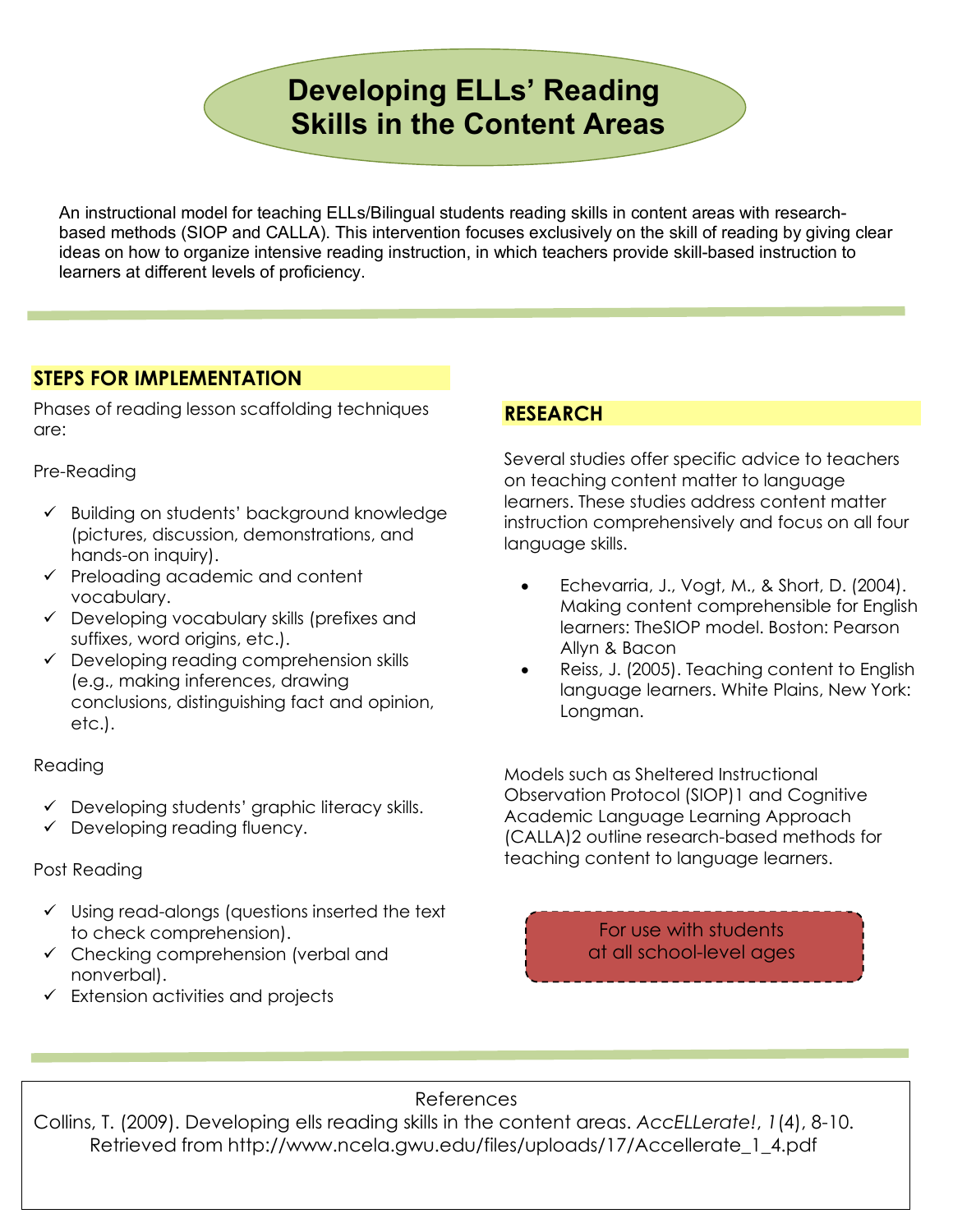# Developing ELLs' Reading Skills in the Content Areas

An instructional model for teaching ELLs/Bilingual students reading skills in content areas with research-based methods (SIOP and CALLA). This intervention focuses exclusively on the skill of reading by giving clear ideas on how to organize intensive reading instruction, in which teachers provide skill-based instruction to learners at different levels of proficiency.

## STEPS FOR IMPLEMENTATION

Phases of reading lesson scaffolding techniques are:

Pre-Reading

- ✓ Building on students' background knowledge (pictures, discussion, demonstrations, and hands-on inquiry).
- ✓ Preloading academic and content vocabulary.
- ✓ Developing vocabulary skills (prefixes and suffixes, word origins, etc.).
- ✓ Developing reading comprehension skills (e.g., making inferences, drawing conclusions, distinguishing fact and opinion, etc.).

Reading

- ✓ Developing students' graphic literacy skills.
- ✓ Developing reading fluency.

Post Reading

- ✓ Using read-alongs (questions inserted the text to check comprehension).
- ✓ Checking comprehension (verbal and nonverbal).
- ✓ Extension activities and projects

## RESEARCH

Several studies offer specific advice to teachers on teaching content matter to language learners. These studies address content matter instruction comprehensively and focus on all four language skills.

- Echevarria, J., Vogt, M., & Short, D. (2004). Making content comprehensible for English learners: TheSIOP model. Boston: Pearson Allyn & Bacon
- Reiss, J. (2005). Teaching content to English language learners. White Plains, New York: Longman.

Models such as Sheltered Instructional Observation Protocol (SIOP)1 and Cognitive Academic Language Learning Approach (CALLA)2 outline research-based methods for teaching content to language learners.

For use with students at all school-level ages

References

Collins, T. (2009). Developing ells reading skills in the content areas. *AccELLerate!*, *1*(4), 8-10. Retrieved from http://www.ncela.gwu.edu/files/uploads/17/Accellerate_1_4.pdf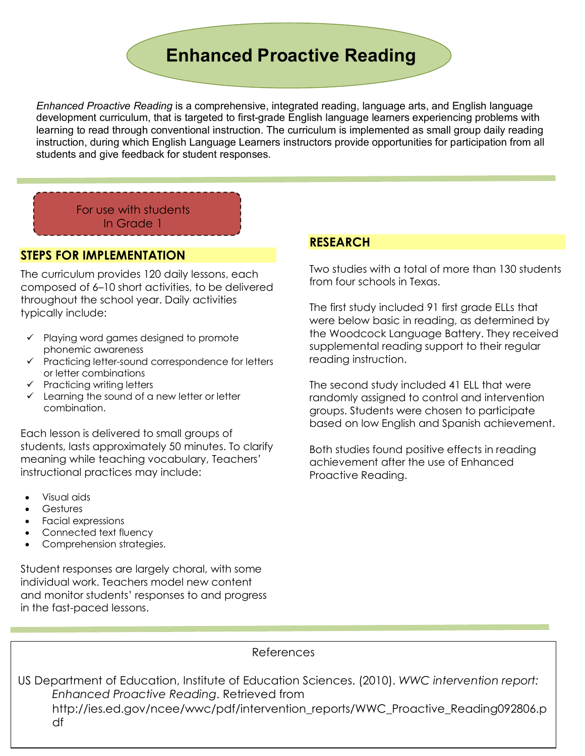# Enhanced Proactive Reading

*Enhanced Proactive Reading* is a comprehensive, integrated reading, language arts, and English language development curriculum, that is targeted to first-grade English language learners experiencing problems with learning to read through conventional instruction. The curriculum is implemented as small group daily reading instruction, during which English Language Learners instructors provide opportunities for participation from all students and give feedback for student responses.

For use with students
In Grade 1

## STEPS FOR IMPLEMENTATION

The curriculum provides 120 daily lessons, each composed of 6–10 short activities, to be delivered throughout the school year. Daily activities typically include:

- ✓ Playing word games designed to promote phonemic awareness
- ✓ Practicing letter-sound correspondence for letters or letter combinations
- ✓ Practicing writing letters
- ✓ Learning the sound of a new letter or letter combination.

Each lesson is delivered to small groups of students, lasts approximately 50 minutes. To clarify meaning while teaching vocabulary, Teachers' instructional practices may include:

- Visual aids
- Gestures
- Facial expressions
- Connected text fluency
- Comprehension strategies.

Student responses are largely choral, with some individual work. Teachers model new content and monitor students' responses to and progress in the fast-paced lessons.

## RESEARCH

Two studies with a total of more than 130 students from four schools in Texas.

The first study included 91 first grade ELLs that were below basic in reading, as determined by the Woodcock Language Battery. They received supplemental reading support to their regular reading instruction.

The second study included 41 ELL that were randomly assigned to control and intervention groups. Students were chosen to participate based on low English and Spanish achievement.

Both studies found positive effects in reading achievement after the use of Enhanced Proactive Reading.

References

US Department of Education, Institute of Education Sciences. (2010). *WWC intervention report: Enhanced Proactive Reading*. Retrieved from http://ies.ed.gov/ncee/wwc/pdf/intervention_reports/WWC_Proactive_Reading092806.pdf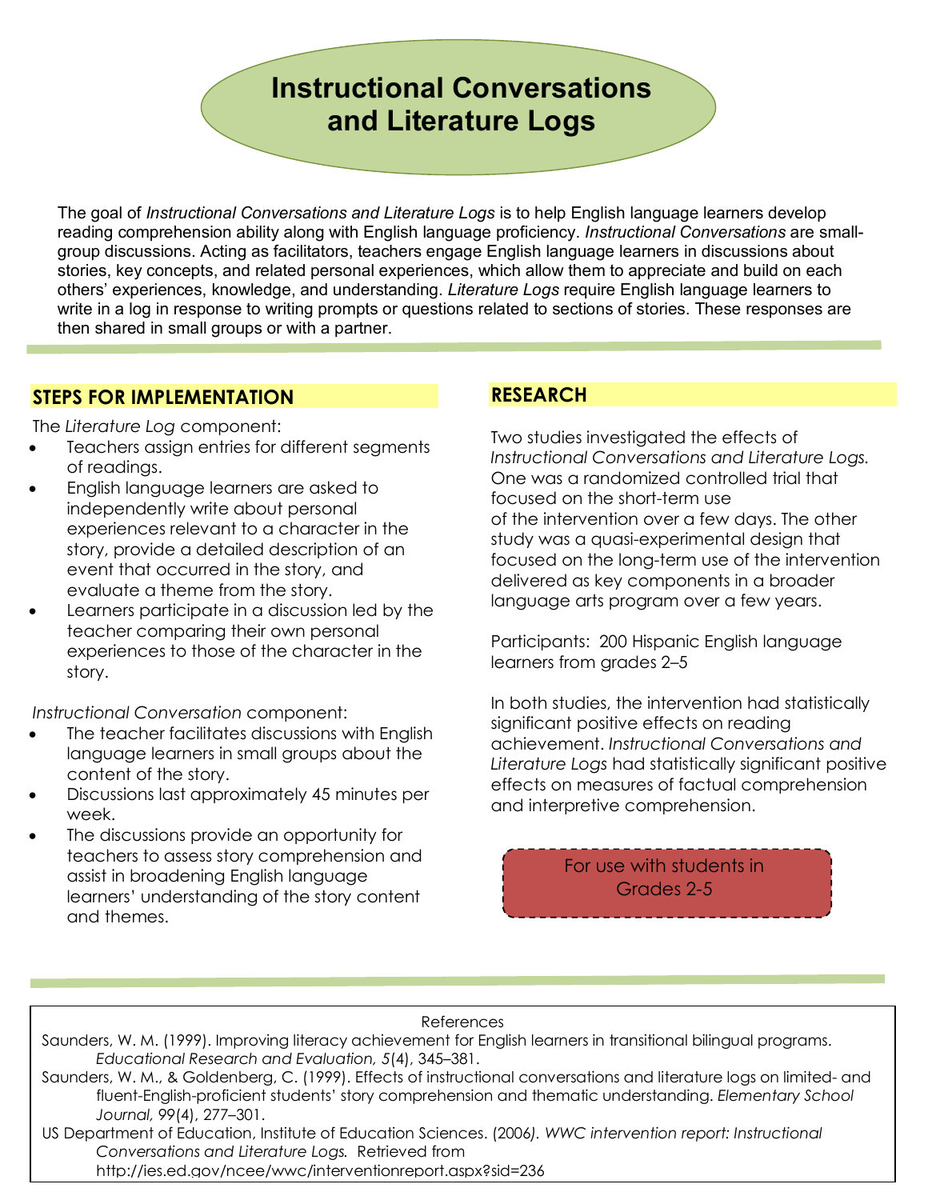# Instructional Conversations and Literature Logs

The goal of *Instructional Conversations and Literature Logs* is to help English language learners develop reading comprehension ability along with English language proficiency. *Instructional Conversations* are small-group discussions. Acting as facilitators, teachers engage English language learners in discussions about stories, key concepts, and related personal experiences, which allow them to appreciate and build on each others' experiences, knowledge, and understanding. *Literature Logs* require English language learners to write in a log in response to writing prompts or questions related to sections of stories. These responses are then shared in small groups or with a partner.

## STEPS FOR IMPLEMENTATION

The *Literature Log* component:

- Teachers assign entries for different segments of readings.
- English language learners are asked to independently write about personal experiences relevant to a character in the story, provide a detailed description of an event that occurred in the story, and evaluate a theme from the story.
- Learners participate in a discussion led by the teacher comparing their own personal experiences to those of the character in the story.

*Instructional Conversation* component:

- The teacher facilitates discussions with English language learners in small groups about the content of the story.
- Discussions last approximately 45 minutes per week.
- The discussions provide an opportunity for teachers to assess story comprehension and assist in broadening English language learners' understanding of the story content and themes.

## RESEARCH

Two studies investigated the effects of *Instructional Conversations and Literature Logs.* One was a randomized controlled trial that focused on the short-term use of the intervention over a few days. The other study was a quasi-experimental design that focused on the long-term use of the intervention delivered as key components in a broader language arts program over a few years.

Participants: 200 Hispanic English language learners from grades 2–5

In both studies, the intervention had statistically significant positive effects on reading achievement. *Instructional Conversations and Literature Logs* had statistically significant positive effects on measures of factual comprehension and interpretive comprehension.

For use with students in Grades 2-5

References

Saunders, W. M. (1999). Improving literacy achievement for English learners in transitional bilingual programs. *Educational Research and Evaluation, 5*(4), 345–381.

Saunders, W. M., & Goldenberg, C. (1999). Effects of instructional conversations and literature logs on limited- and fluent-English-proficient students' story comprehension and thematic understanding. *Elementary School Journal, 99*(4), 277–301.

US Department of Education, Institute of Education Sciences. (2006). *WWC intervention report: Instructional Conversations and Literature Logs.* Retrieved from http://ies.ed.gov/ncee/wwc/interventionreport.aspx?sid=236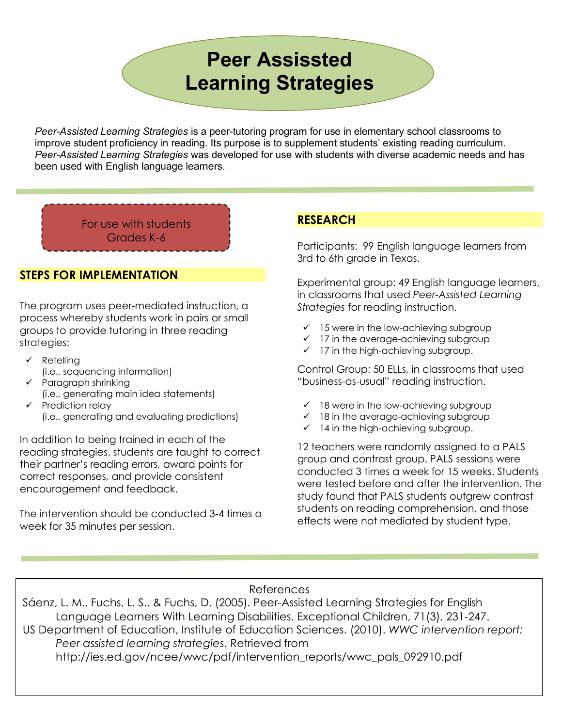# Peer Assissted Learning Strategies

*Peer-Assisted Learning Strategies* is a peer-tutoring program for use in elementary school classrooms to improve student proficiency in reading. Its purpose is to supplement students' existing reading curriculum. *Peer-Assisted Learning Strategies* was developed for use with students with diverse academic needs and has been used with English language learners.

For use with students Grades K-6

## STEPS FOR IMPLEMENTATION

The program uses peer-mediated instruction, a process whereby students work in pairs or small groups to provide tutoring in three reading strategies:

- ✓ Retelling (i.e., sequencing information)
- ✓ Paragraph shrinking (i.e., generating main idea statements)
- ✓ Prediction relay (i.e., generating and evaluating predictions)

In addition to being trained in each of the reading strategies, students are taught to correct their partner's reading errors, award points for correct responses, and provide consistent encouragement and feedback.

The intervention should be conducted 3-4 times a week for 35 minutes per session.

## RESEARCH

Participants: 99 English language learners from 3rd to 6th grade in Texas.

Experimental group: 49 English language learners, in classrooms that used *Peer-Assisted Learning Strategies* for reading instruction.

- ✓ 15 were in the low-achieving subgroup
- ✓ 17 in the average-achieving subgroup
- ✓ 17 in the high-achieving subgroup.

Control Group: 50 ELLs, in classrooms that used "business-as-usual" reading instruction.

- ✓ 18 were in the low-achieving subgroup
- ✓ 18 in the average-achieving subgroup
- ✓ 14 in the high-achieving subgroup.

12 teachers were randomly assigned to a PALS group and contrast group. PALS sessions were conducted 3 times a week for 15 weeks. Students were tested before and after the intervention. The study found that PALS students outgrew contrast students on reading comprehension, and those effects were not mediated by student type.

References

Sáenz, L. M., Fuchs, L. S., & Fuchs, D. (2005). Peer-Assisted Learning Strategies for English Language Learners With Learning Disabilities. Exceptional Children, 71(3), 231-247.

US Department of Education, Institute of Education Sciences. (2010). *WWC intervention report: Peer assisted learning strategies*. Retrieved from http://ies.ed.gov/ncee/wwc/pdf/intervention_reports/wwc_pals_092910.pdf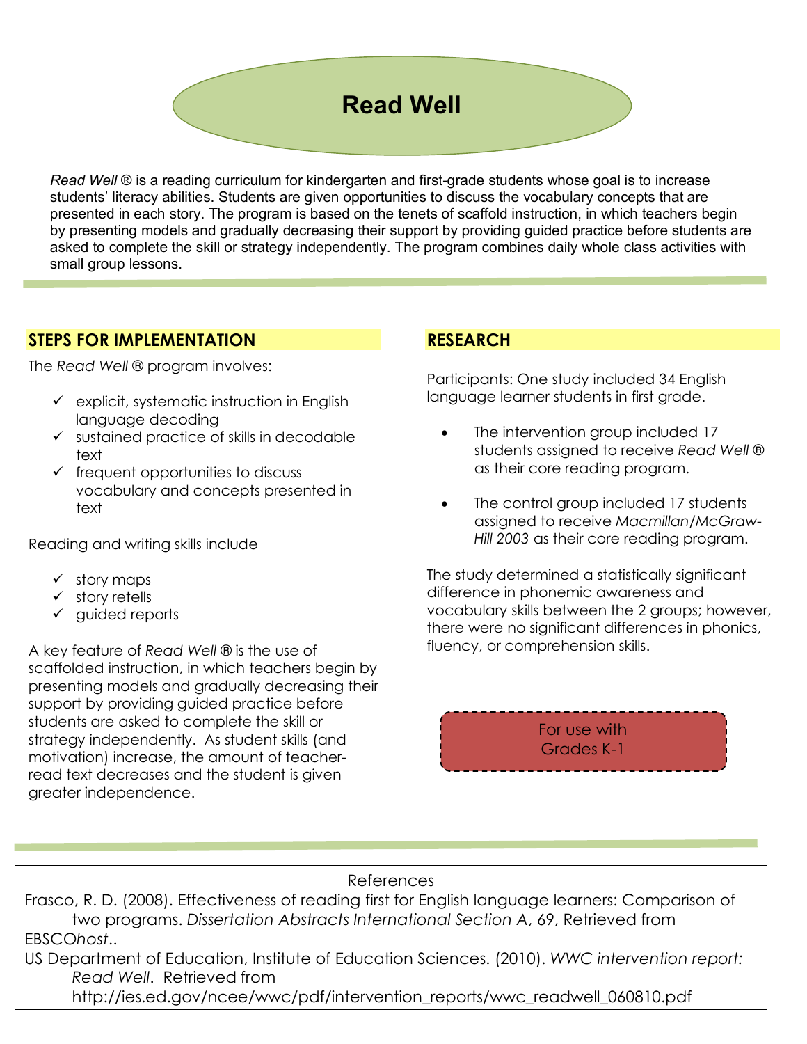# Read Well

*Read Well* ® is a reading curriculum for kindergarten and first-grade students whose goal is to increase students' literacy abilities. Students are given opportunities to discuss the vocabulary concepts that are presented in each story. The program is based on the tenets of scaffold instruction, in which teachers begin by presenting models and gradually decreasing their support by providing guided practice before students are asked to complete the skill or strategy independently. The program combines daily whole class activities with small group lessons.

## STEPS FOR IMPLEMENTATION

The *Read Well* ® program involves:

- ✓ explicit, systematic instruction in English language decoding
- ✓ sustained practice of skills in decodable text
- ✓ frequent opportunities to discuss vocabulary and concepts presented in text

Reading and writing skills include

- ✓ story maps
- ✓ story retells
- ✓ guided reports

A key feature of *Read Well* ® is the use of scaffolded instruction, in which teachers begin by presenting models and gradually decreasing their support by providing guided practice before students are asked to complete the skill or strategy independently. As student skills (and motivation) increase, the amount of teacher-read text decreases and the student is given greater independence.

## RESEARCH

Participants: One study included 34 English language learner students in first grade.

- The intervention group included 17 students assigned to receive *Read Well* ® as their core reading program.
- The control group included 17 students assigned to receive *Macmillan/McGraw-Hill 2003* as their core reading program.

The study determined a statistically significant difference in phonemic awareness and vocabulary skills between the 2 groups; however, there were no significant differences in phonics, fluency, or comprehension skills.

For use with Grades K-1

References

Frasco, R. D. (2008). Effectiveness of reading first for English language learners: Comparison of two programs. *Dissertation Abstracts International Section A*, 69, Retrieved from EBSCO*host*..

US Department of Education, Institute of Education Sciences. (2010). *WWC intervention report: Read Well*. Retrieved from http://ies.ed.gov/ncee/wwc/pdf/intervention_reports/wwc_readwell_060810.pdf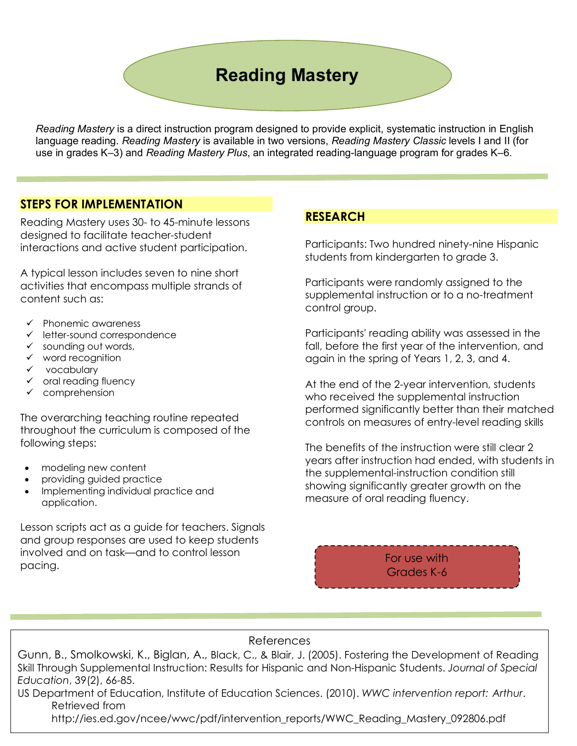# Reading Mastery

*Reading Mastery* is a direct instruction program designed to provide explicit, systematic instruction in English language reading. *Reading Mastery* is available in two versions, *Reading Mastery Classic* levels I and II (for use in grades K–3) and *Reading Mastery Plus*, an integrated reading-language program for grades K–6.

## STEPS FOR IMPLEMENTATION

Reading Mastery uses 30- to 45-minute lessons designed to facilitate teacher-student interactions and active student participation.

A typical lesson includes seven to nine short activities that encompass multiple strands of content such as:

- ✓ Phonemic awareness
- ✓ letter-sound correspondence
- ✓ sounding out words,
- ✓ word recognition
- ✓ vocabulary
- ✓ oral reading fluency
- ✓ comprehension

The overarching teaching routine repeated throughout the curriculum is composed of the following steps:

- modeling new content
- providing guided practice
- Implementing individual practice and application.

Lesson scripts act as a guide for teachers. Signals and group responses are used to keep students involved and on task—and to control lesson pacing.

## RESEARCH

Participants: Two hundred ninety-nine Hispanic students from kindergarten to grade 3.

Participants were randomly assigned to the supplemental instruction or to a no-treatment control group.

Participants' reading ability was assessed in the fall, before the first year of the intervention, and again in the spring of Years 1, 2, 3, and 4.

At the end of the 2-year intervention, students who received the supplemental instruction performed significantly better than their matched controls on measures of entry-level reading skills

The benefits of the instruction were still clear 2 years after instruction had ended, with students in the supplemental-instruction condition still showing significantly greater growth on the measure of oral reading fluency.

For use with Grades K-6

---

References

Gunn, B., Smolkowski, K., Biglan, A., Black, C., & Blair, J. (2005). Fostering the Development of Reading Skill Through Supplemental Instruction: Results for Hispanic and Non-Hispanic Students. *Journal of Special Education*, 39(2), 66-85.

US Department of Education, Institute of Education Sciences. (2010). *WWC intervention report: Arthur*. Retrieved from http://ies.ed.gov/ncee/wwc/pdf/intervention_reports/WWC_Reading_Mastery_092806.pdf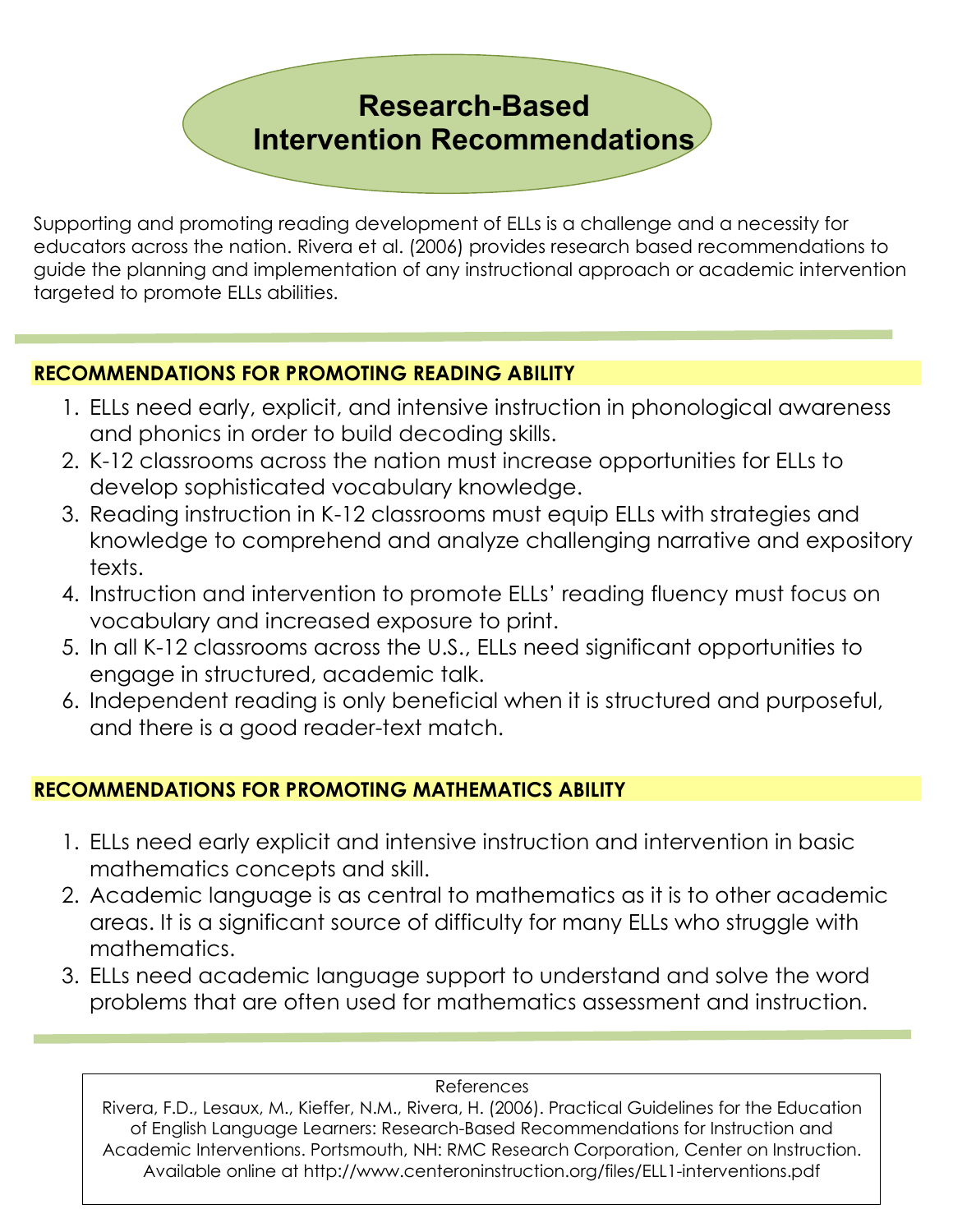# Research-Based Intervention Recommendations

Supporting and promoting reading development of ELLs is a challenge and a necessity for educators across the nation. Rivera et al. (2006) provides research based recommendations to guide the planning and implementation of any instructional approach or academic intervention targeted to promote ELLs abilities.

## RECOMMENDATIONS FOR PROMOTING READING ABILITY

1. ELLs need early, explicit, and intensive instruction in phonological awareness and phonics in order to build decoding skills.
2. K-12 classrooms across the nation must increase opportunities for ELLs to develop sophisticated vocabulary knowledge.
3. Reading instruction in K-12 classrooms must equip ELLs with strategies and knowledge to comprehend and analyze challenging narrative and expository texts.
4. Instruction and intervention to promote ELLs' reading fluency must focus on vocabulary and increased exposure to print.
5. In all K-12 classrooms across the U.S., ELLs need significant opportunities to engage in structured, academic talk.
6. Independent reading is only beneficial when it is structured and purposeful, and there is a good reader-text match.

## RECOMMENDATIONS FOR PROMOTING MATHEMATICS ABILITY

1. ELLs need early explicit and intensive instruction and intervention in basic mathematics concepts and skill.
2. Academic language is as central to mathematics as it is to other academic areas. It is a significant source of difficulty for many ELLs who struggle with mathematics.
3. ELLs need academic language support to understand and solve the word problems that are often used for mathematics assessment and instruction.

References

Rivera, F.D., Lesaux, M., Kieffer, N.M., Rivera, H. (2006). Practical Guidelines for the Education of English Language Learners: Research-Based Recommendations for Instruction and Academic Interventions. Portsmouth, NH: RMC Research Corporation, Center on Instruction. Available online at http://www.centeroninstruction.org/files/ELL1-interventions.pdf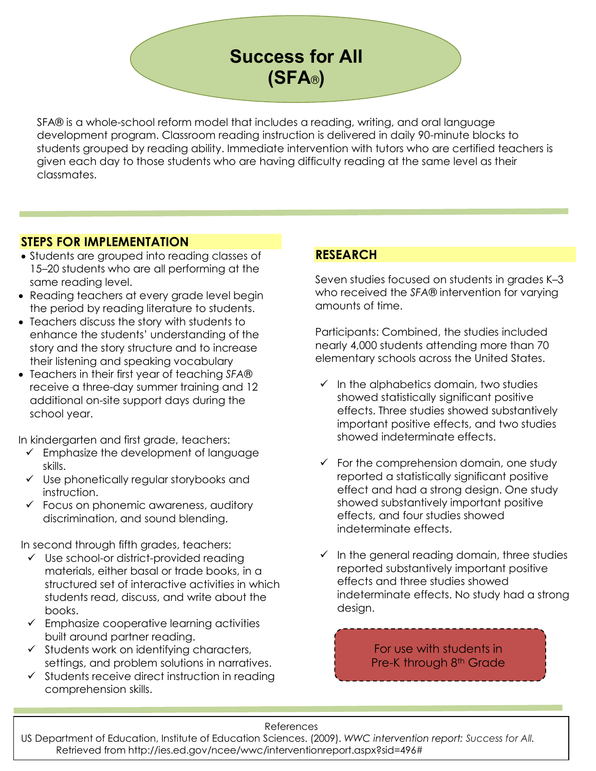# Success for All (SFA®)

SFA® is a whole-school reform model that includes a reading, writing, and oral language development program. Classroom reading instruction is delivered in daily 90-minute blocks to students grouped by reading ability. Immediate intervention with tutors who are certified teachers is given each day to those students who are having difficulty reading at the same level as their classmates.

## STEPS FOR IMPLEMENTATION

- Students are grouped into reading classes of 15–20 students who are all performing at the same reading level.
- Reading teachers at every grade level begin the period by reading literature to students.
- Teachers discuss the story with students to enhance the students' understanding of the story and the story structure and to increase their listening and speaking vocabulary
- Teachers in their first year of teaching *SFA®* receive a three-day summer training and 12 additional on-site support days during the school year.

In kindergarten and first grade, teachers:

- ✓ Emphasize the development of language skills.
- ✓ Use phonetically regular storybooks and instruction.
- ✓ Focus on phonemic awareness, auditory discrimination, and sound blending.

In second through fifth grades, teachers:

- ✓ Use school-or district-provided reading materials, either basal or trade books, in a structured set of interactive activities in which students read, discuss, and write about the books.
- ✓ Emphasize cooperative learning activities built around partner reading.
- ✓ Students work on identifying characters, settings, and problem solutions in narratives.
- ✓ Students receive direct instruction in reading comprehension skills.

## RESEARCH

Seven studies focused on students in grades K–3 who received the *SFA®* intervention for varying amounts of time.

Participants: Combined, the studies included nearly 4,000 students attending more than 70 elementary schools across the United States.

- ✓ In the alphabetics domain, two studies showed statistically significant positive effects. Three studies showed substantively important positive effects, and two studies showed indeterminate effects.
- ✓ For the comprehension domain, one study reported a statistically significant positive effect and had a strong design. One study showed substantively important positive effects, and four studies showed indeterminate effects.
- ✓ In the general reading domain, three studies reported substantively important positive effects and three studies showed indeterminate effects. No study had a strong design.

For use with students in Pre-K through 8th Grade

References

US Department of Education, Institute of Education Sciences. (2009). *WWC intervention report: Success for All.* Retrieved from http://ies.ed.gov/ncee/wwc/interventionreport.aspx?sid=496#